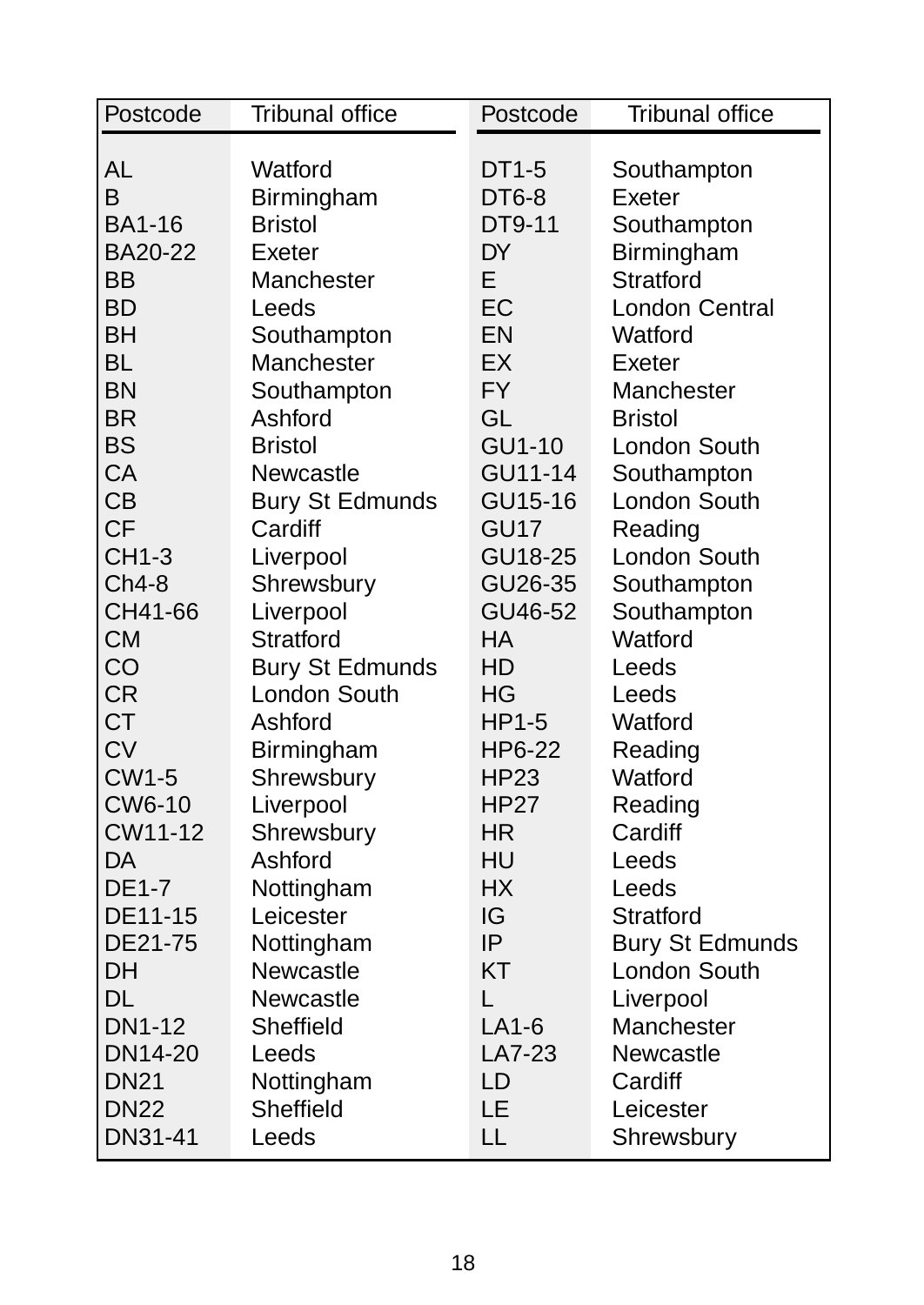| Postcode | Tribunal office | Postcode | Tribunal office |
|---|---|---|---|
| AL | Watford | DT1-5 | Southampton |
| B | Birmingham | DT6-8 | Exeter |
| BA1-16 | Bristol | DT9-11 | Southampton |
| BA20-22 | Exeter | DY | Birmingham |
| BB | Manchester | E | Stratford |
| BD | Leeds | EC | London Central |
| BH | Southampton | EN | Watford |
| BL | Manchester | EX | Exeter |
| BN | Southampton | FY | Manchester |
| BR | Ashford | GL | Bristol |
| BS | Bristol | GU1-10 | London South |
| CA | Newcastle | GU11-14 | Southampton |
| CB | Bury St Edmunds | GU15-16 | London South |
| CF | Cardiff | GU17 | Reading |
| CH1-3 | Liverpool | GU18-25 | London South |
| Ch4-8 | Shrewsbury | GU26-35 | Southampton |
| CH41-66 | Liverpool | GU46-52 | Southampton |
| CM | Stratford | HA | Watford |
| CO | Bury St Edmunds | HD | Leeds |
| CR | London South | HG | Leeds |
| CT | Ashford | HP1-5 | Watford |
| CV | Birmingham | HP6-22 | Reading |
| CW1-5 | Shrewsbury | HP23 | Watford |
| CW6-10 | Liverpool | HP27 | Reading |
| CW11-12 | Shrewsbury | HR | Cardiff |
| DA | Ashford | HU | Leeds |
| DE1-7 | Nottingham | HX | Leeds |
| DE11-15 | Leicester | IG | Stratford |
| DE21-75 | Nottingham | IP | Bury St Edmunds |
| DH | Newcastle | KT | London South |
| DL | Newcastle | L | Liverpool |
| DN1-12 | Sheffield | LA1-6 | Manchester |
| DN14-20 | Leeds | LA7-23 | Newcastle |
| DN21 | Nottingham | LD | Cardiff |
| DN22 | Sheffield | LE | Leicester |
| DN31-41 | Leeds | LL | Shrewsbury |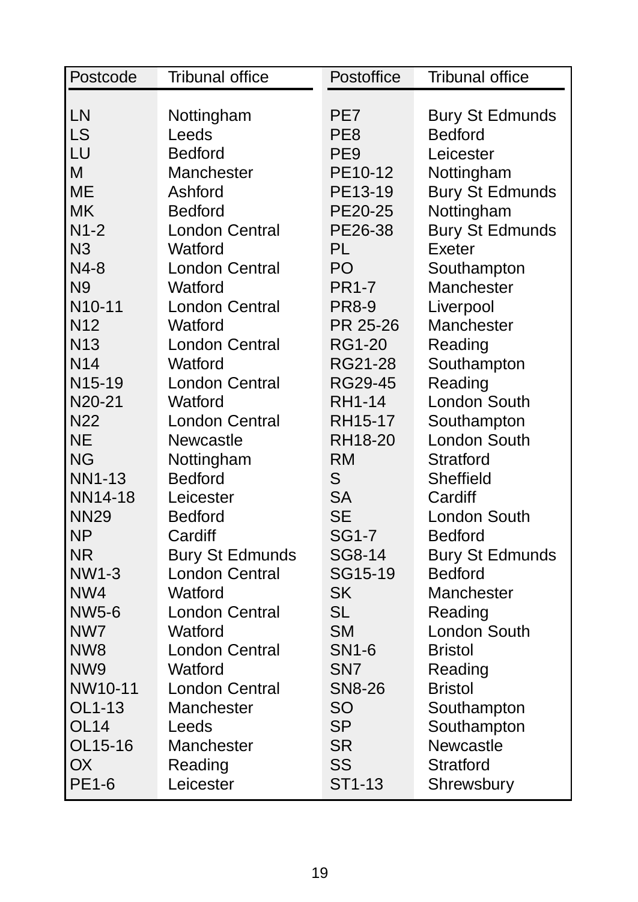| Postcode | Tribunal office | Postoffice | Tribunal office |
|---|---|---|---|
| LN | Nottingham | PE7 | Bury St Edmunds |
| LS | Leeds | PE8 | Bedford |
| LU | Bedford | PE9 | Leicester |
| M | Manchester | PE10-12 | Nottingham |
| ME | Ashford | PE13-19 | Bury St Edmunds |
| MK | Bedford | PE20-25 | Nottingham |
| N1-2 | London Central | PE26-38 | Bury St Edmunds |
| N3 | Watford | PL | Exeter |
| N4-8 | London Central | PO | Southampton |
| N9 | Watford | PR1-7 | Manchester |
| N10-11 | London Central | PR8-9 | Liverpool |
| N12 | Watford | PR 25-26 | Manchester |
| N13 | London Central | RG1-20 | Reading |
| N14 | Watford | RG21-28 | Southampton |
| N15-19 | London Central | RG29-45 | Reading |
| N20-21 | Watford | RH1-14 | London South |
| N22 | London Central | RH15-17 | Southampton |
| NE | Newcastle | RH18-20 | London South |
| NG | Nottingham | RM | Stratford |
| NN1-13 | Bedford | S | Sheffield |
| NN14-18 | Leicester | SA | Cardiff |
| NN29 | Bedford | SE | London South |
| NP | Cardiff | SG1-7 | Bedford |
| NR | Bury St Edmunds | SG8-14 | Bury St Edmunds |
| NW1-3 | London Central | SG15-19 | Bedford |
| NW4 | Watford | SK | Manchester |
| NW5-6 | London Central | SL | Reading |
| NW7 | Watford | SM | London South |
| NW8 | London Central | SN1-6 | Bristol |
| NW9 | Watford | SN7 | Reading |
| NW10-11 | London Central | SN8-26 | Bristol |
| OL1-13 | Manchester | SO | Southampton |
| OL14 | Leeds | SP | Southampton |
| OL15-16 | Manchester | SR | Newcastle |
| OX | Reading | SS | Stratford |
| PE1-6 | Leicester | ST1-13 | Shrewsbury |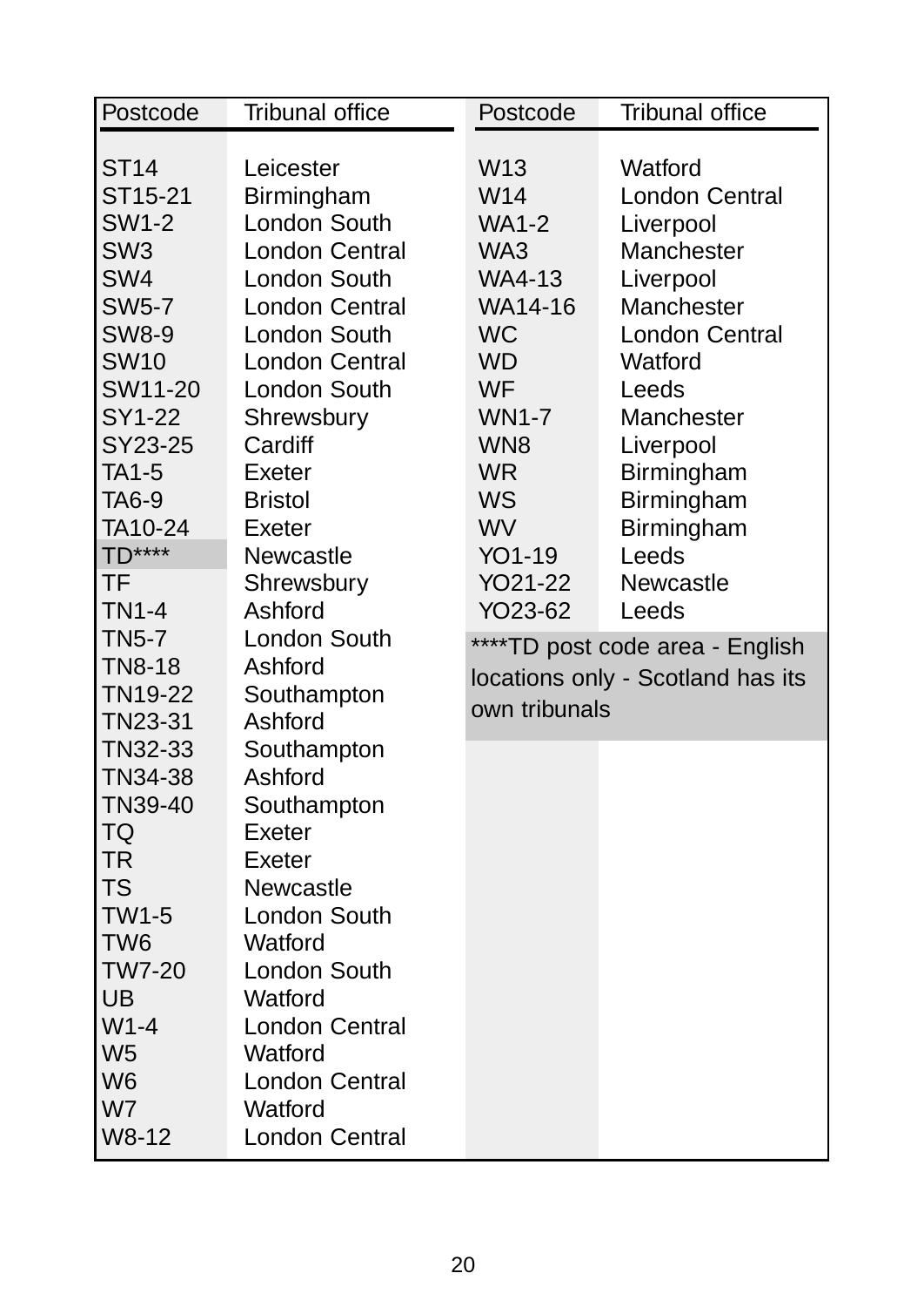| Postcode | Tribunal office |
|---|---|
| ST14 | Leicester |
| ST15-21 | Birmingham |
| SW1-2 | London South |
| SW3 | London Central |
| SW4 | London South |
| SW5-7 | London Central |
| SW8-9 | London South |
| SW10 | London Central |
| SW11-20 | London South |
| SY1-22 | Shrewsbury |
| SY23-25 | Cardiff |
| TA1-5 | Exeter |
| TA6-9 | Bristol |
| TA10-24 | Exeter |
| TD**** | Newcastle |
| TF | Shrewsbury |
| TN1-4 | Ashford |
| TN5-7 | London South |
| TN8-18 | Ashford |
| TN19-22 | Southampton |
| TN23-31 | Ashford |
| TN32-33 | Southampton |
| TN34-38 | Ashford |
| TN39-40 | Southampton |
| TQ | Exeter |
| TR | Exeter |
| TS | Newcastle |
| TW1-5 | London South |
| TW6 | Watford |
| TW7-20 | London South |
| UB | Watford |
| W1-4 | London Central |
| W5 | Watford |
| W6 | London Central |
| W7 | Watford |
| W8-12 | London Central |
| W13 | Watford |
| W14 | London Central |
| WA1-2 | Liverpool |
| WA3 | Manchester |
| WA4-13 | Liverpool |
| WA14-16 | Manchester |
| WC | London Central |
| WD | Watford |
| WF | Leeds |
| WN1-7 | Manchester |
| WN8 | Liverpool |
| WR | Birmingham |
| WS | Birmingham |
| WV | Birmingham |
| YO1-19 | Leeds |
| YO21-22 | Newcastle |
| YO23-62 | Leeds |

****TD post code area - English locations only - Scotland has its own tribunals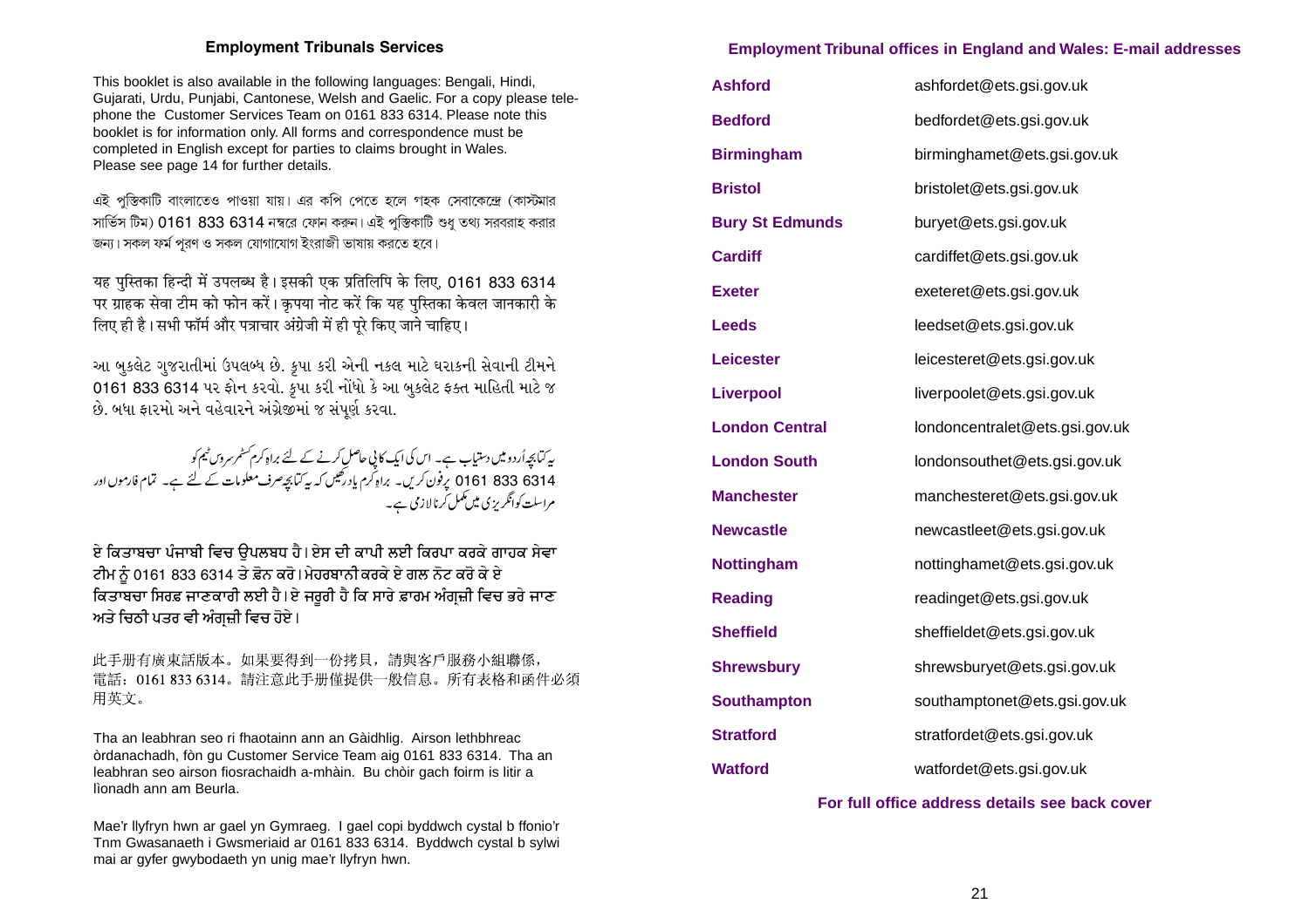## Employment Tribunals Services

This booklet is also available in the following languages: Bengali, Hindi, Gujarati, Urdu, Punjabi, Cantonese, Welsh and Gaelic. For a copy please telephone the Customer Services Team on 0161 833 6314. Please note this booklet is for information only. All forms and correspondence must be completed in English except for parties to claims brought in Wales. Please see page 14 for further details.

এই পুস্তিকাটি বাংলাতেও পাওয়া যায়। এর কপি পেতে হলে গ্রাহক সেবাকেন্দ্রে (কাস্টমার সার্ভিস টিম) 0161 833 6314 নম্বরে ফোন করুন। এই পুস্তিকাটি শুধু তথ্য সরবরাহ করার জন্য। সকল ফর্ম পূরণ ও সকল যোগাযোগ ইংরাজী ভাষায় করতে হবে।

यह पुस्तिका हिन्दी में उपलब्ध है। इसकी एक प्रतिलिपि के लिए, 0161 833 6314 पर ग्राहक सेवा टीम को फोन करें। कृपया नोट करें कि यह पुस्तिका केवल जानकारी के लिए ही है। सभी फॉर्म और पत्राचार अंग्रेजी में ही पूरे किए जाने चाहिए।

આ બુકલેટ ગુજરાતીમાં ઉપલબ્ધ છે. કૃપા કરી એની નકલ માટે ઘરાકની સેવાની ટીમને 0161 833 6314 પર ફોન કરવો. કૃપા કરી નોંધો કે આ બુકલેટ ફક્ત માહિતી માટે જ છે. બધા ફારમો અને વહેવારને અંગ્રેજીમાં જ સંપૂર્ણ કરવા.

یہ کتابچہ اردو میں دستیاب ہے۔ اس کی ایک کاپی حاصل کرنے کے لئے براہ کرم کسٹمر سروس ٹیم کو 0161 833 6314 پر فون کریں۔ براہ کرم یاد رکھیں کہ یہ کتابچہ صرف معلومات کے لئے ہے۔ تمام فارموں اور مراسلت کو انگریزی میں مکمل کرنا لازمی ہے۔

ਏ ਕਿਤਾਬਚਾ ਪੰਜਾਬੀ ਵਿਚ ਉਪਲਬਧ ਹੈ। ਏਸ ਦੀ ਕਾਪੀ ਲਈ ਕਿਰਪਾ ਕਰਕੇ ਗਾਹਕ ਸੇਵਾ ਟੀਮ ਨੂੰ 0161 833 6314 ਤੇ ਫ਼ੋਨ ਕਰੋ। ਮੇਹਰਬਾਨੀ ਕਰਕੇ ਏ ਗਲ ਨੋਟ ਕਰੋ ਕੇ ਏ ਕਿਤਾਬਚਾ ਸਿਰਫ਼ ਜਾਣਕਾਰੀ ਲਈ ਹੈ। ਏ ਜਰੂਰੀ ਹੈ ਕਿ ਸਾਰੇ ਫ਼ਾਰਮ ਅੰਗ੍ਰਜ਼ੀ ਵਿਚ ਭਰੇ ਜਾਣ ਅਤੇ ਚਿਠੀ ਪਤਰ ਵੀ ਅੰਗ੍ਰਜ਼ੀ ਵਿਚ ਹੋਏ।

此手册有廣東話版本。如果要得到一份拷貝，請與客戶服務小組聯係，電話：0161 833 6314。請注意此手册僅提供一般信息。所有表格和函件必須用英文。

Tha an leabhran seo ri fhaotainn ann an Gàidhlig. Airson lethbhreac òrdanachadh, fòn gu Customer Service Team aig 0161 833 6314. Tha an leabhran seo airson fiosrachaidh a-mhàin. Bu chòir gach foirm is litir a lìonadh ann am Beurla.

Mae'r llyfryn hwn ar gael yn Gymraeg. I gael copi byddwch cystal b ffonio'r Tnm Gwasanaeth i Gwsmeriaid ar 0161 833 6314. Byddwch cystal b sylwi mai ar gyfer gwybodaeth yn unig mae'r llyfryn hwn.

## Employment Tribunal offices in England and Wales: E-mail addresses

| Office | E-mail address |
|---|---|
| **Ashford** | ashfordet@ets.gsi.gov.uk |
| **Bedford** | bedfordet@ets.gsi.gov.uk |
| **Birmingham** | birminghamet@ets.gsi.gov.uk |
| **Bristol** | bristolet@ets.gsi.gov.uk |
| **Bury St Edmunds** | buryet@ets.gsi.gov.uk |
| **Cardiff** | cardiffet@ets.gsi.gov.uk |
| **Exeter** | exeteret@ets.gsi.gov.uk |
| **Leeds** | leedset@ets.gsi.gov.uk |
| **Leicester** | leicesteret@ets.gsi.gov.uk |
| **Liverpool** | liverpoolet@ets.gsi.gov.uk |
| **London Central** | londoncentralet@ets.gsi.gov.uk |
| **London South** | londonsouthet@ets.gsi.gov.uk |
| **Manchester** | manchesteret@ets.gsi.gov.uk |
| **Newcastle** | newcastleet@ets.gsi.gov.uk |
| **Nottingham** | nottinghamet@ets.gsi.gov.uk |
| **Reading** | readinget@ets.gsi.gov.uk |
| **Sheffield** | sheffieldet@ets.gsi.gov.uk |
| **Shrewsbury** | shrewsburyet@ets.gsi.gov.uk |
| **Southampton** | southamptonet@ets.gsi.gov.uk |
| **Stratford** | stratfordet@ets.gsi.gov.uk |
| **Watford** | watfordet@ets.gsi.gov.uk |

**For full office address details see back cover**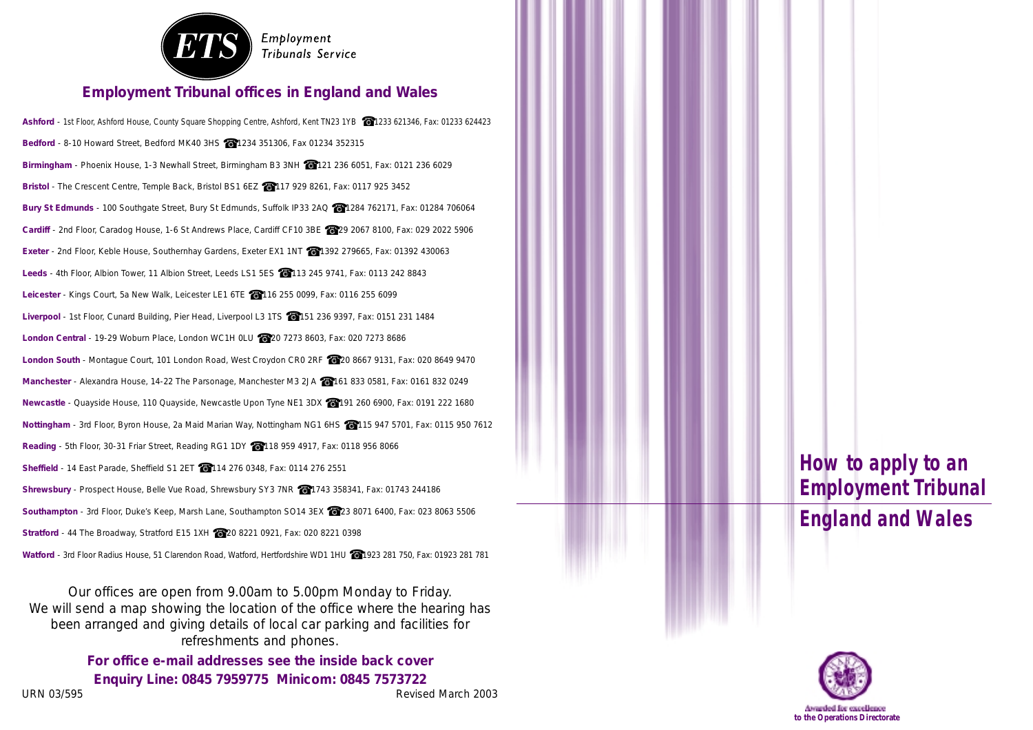Employment Tribunals Service

## Employment Tribunal offices in England and Wales

**Ashford** - 1st Floor, Ashford House, County Square Shopping Centre, Ashford, Kent TN23 1YB ☎01233 621346, Fax: 01233 624423

**Bedford** - 8-10 Howard Street, Bedford MK40 3HS ☎01234 351306, Fax 01234 352315

**Birmingham** - Phoenix House, 1-3 Newhall Street, Birmingham B3 3NH ☎0121 236 6051, Fax: 0121 236 6029

**Bristol** - The Crescent Centre, Temple Back, Bristol BS1 6EZ ☎0117 929 8261, Fax: 0117 925 3452

**Bury St Edmunds** - 100 Southgate Street, Bury St Edmunds, Suffolk IP33 2AQ ☎01284 762171, Fax: 01284 706064

**Cardiff** - 2nd Floor, Caradog House, 1-6 St Andrews Place, Cardiff CF10 3BE ☎029 2067 8100, Fax: 029 2022 5906

**Exeter** - 2nd Floor, Keble House, Southernhay Gardens, Exeter EX1 1NT ☎01392 279665, Fax: 01392 430063

**Leeds** - 4th Floor, Albion Tower, 11 Albion Street, Leeds LS1 5ES ☎0113 245 9741, Fax: 0113 242 8843

**Leicester** - Kings Court, 5a New Walk, Leicester LE1 6TE ☎0116 255 0099, Fax: 0116 255 6099

**Liverpool** - 1st Floor, Cunard Building, Pier Head, Liverpool L3 1TS ☎0151 236 9397, Fax: 0151 231 1484

**London Central** - 19-29 Woburn Place, London WC1H 0LU ☎020 7273 8603, Fax: 020 7273 8686

**London South** - Montague Court, 101 London Road, West Croydon CR0 2RF ☎020 8667 9131, Fax: 020 8649 9470

**Manchester** - Alexandra House, 14-22 The Parsonage, Manchester M3 2JA ☎0161 833 0581, Fax: 0161 832 0249

**Newcastle** - Quayside House, 110 Quayside, Newcastle Upon Tyne NE1 3DX ☎0191 260 6900, Fax: 0191 222 1680

**Nottingham** - 3rd Floor, Byron House, 2a Maid Marian Way, Nottingham NG1 6HS ☎0115 947 5701, Fax: 0115 950 7612

**Reading** - 5th Floor, 30-31 Friar Street, Reading RG1 1DY ☎0118 959 4917, Fax: 0118 956 8066

**Sheffield** - 14 East Parade, Sheffield S1 2ET ☎0114 276 0348, Fax: 0114 276 2551

**Shrewsbury** - Prospect House, Belle Vue Road, Shrewsbury SY3 7NR ☎01743 358341, Fax: 01743 244186

**Southampton** - 3rd Floor, Duke's Keep, Marsh Lane, Southampton SO14 3EX ☎023 8071 6400, Fax: 023 8063 5506

**Stratford** - 44 The Broadway, Stratford E15 1XH ☎020 8221 0921, Fax: 020 8221 0398

**Watford** - 3rd Floor Radius House, 51 Clarendon Road, Watford, Hertfordshire WD1 1HU ☎01923 281 750, Fax: 01923 281 781

Our offices are open from 9.00am to 5.00pm Monday to Friday. We will send a map showing the location of the office where the hearing has been arranged and giving details of local car parking and facilities for refreshments and phones.

**For office e-mail addresses see the inside back cover**

**Enquiry Line: 0845 7959775 Minicom: 0845 7573722**

URN 03/595

Revised March 2003

# How to apply to an Employment Tribunal

# England and Wales

Awarded for excellence to the Operations Directorate